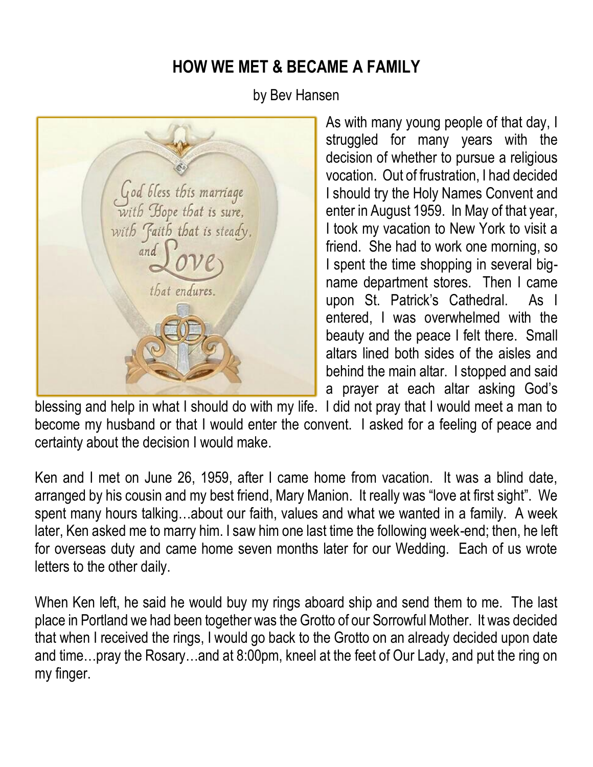# HOW WE MET & BECAME A FAMILY

by Bev Hansen

As with many young people of that day, I struggled for many years with the decision of whether to pursue a religious vocation. Out of frustration, I had decided I should try the Holy Names Convent and enter in August 1959. In May of that year, I took my vacation to New York to visit a friend. She had to work one morning, so I spent the time shopping in several big-name department stores. Then I came upon St. Patrick's Cathedral. As I entered, I was overwhelmed with the beauty and the peace I felt there. Small altars lined both sides of the aisles and behind the main altar. I stopped and said a prayer at each altar asking God's blessing and help in what I should do with my life. I did not pray that I would meet a man to become my husband or that I would enter the convent. I asked for a feeling of peace and certainty about the decision I would make.

Ken and I met on June 26, 1959, after I came home from vacation. It was a blind date, arranged by his cousin and my best friend, Mary Manion. It really was "love at first sight". We spent many hours talking…about our faith, values and what we wanted in a family. A week later, Ken asked me to marry him. I saw him one last time the following week-end; then, he left for overseas duty and came home seven months later for our Wedding. Each of us wrote letters to the other daily.

When Ken left, he said he would buy my rings aboard ship and send them to me. The last place in Portland we had been together was the Grotto of our Sorrowful Mother. It was decided that when I received the rings, I would go back to the Grotto on an already decided upon date and time…pray the Rosary…and at 8:00pm, kneel at the feet of Our Lady, and put the ring on my finger.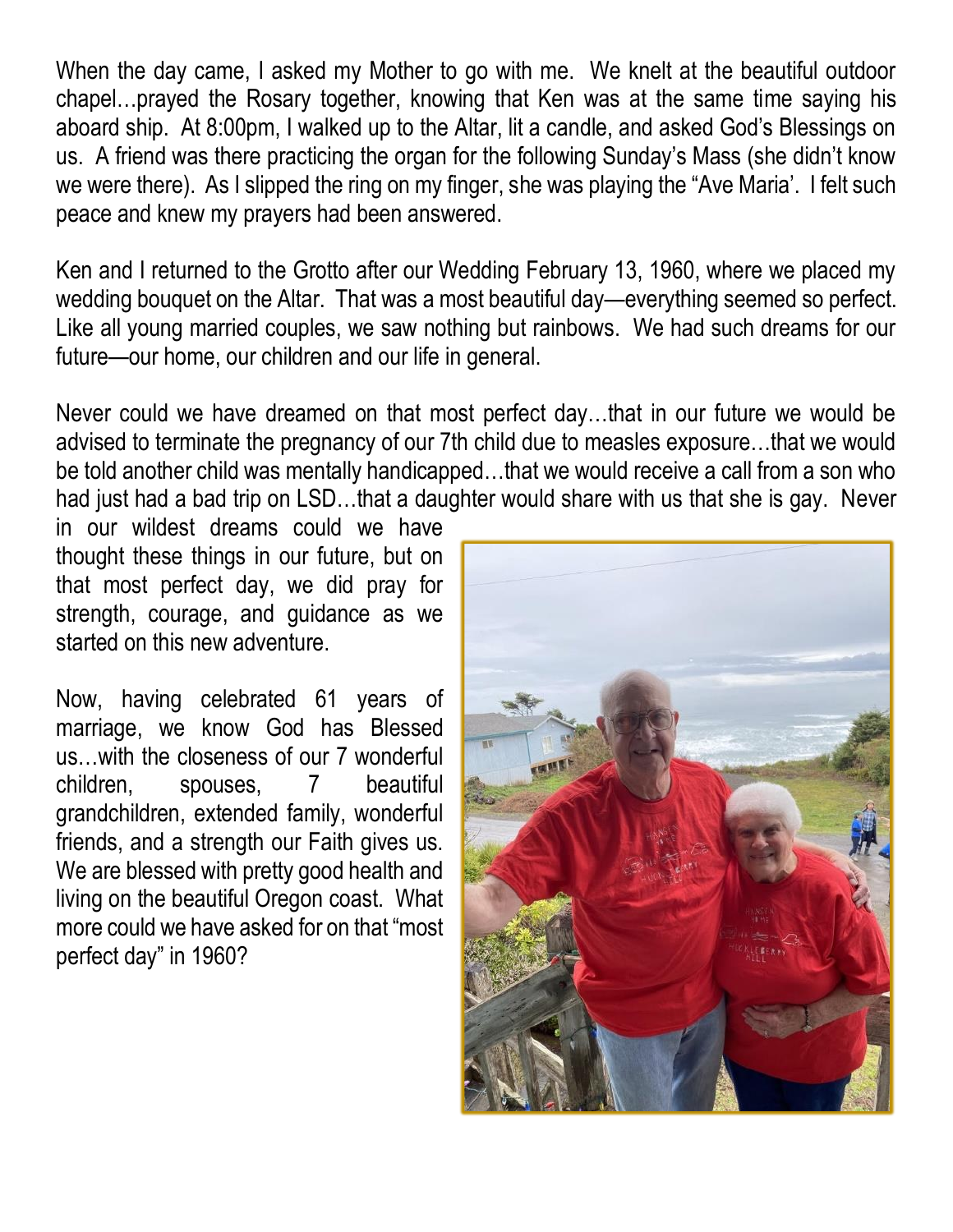When the day came, I asked my Mother to go with me. We knelt at the beautiful outdoor chapel…prayed the Rosary together, knowing that Ken was at the same time saying his aboard ship. At 8:00pm, I walked up to the Altar, lit a candle, and asked God's Blessings on us. A friend was there practicing the organ for the following Sunday's Mass (she didn't know we were there). As I slipped the ring on my finger, she was playing the "Ave Maria'. I felt such peace and knew my prayers had been answered.

Ken and I returned to the Grotto after our Wedding February 13, 1960, where we placed my wedding bouquet on the Altar. That was a most beautiful day—everything seemed so perfect. Like all young married couples, we saw nothing but rainbows. We had such dreams for our future—our home, our children and our life in general.

Never could we have dreamed on that most perfect day…that in our future we would be advised to terminate the pregnancy of our 7th child due to measles exposure…that we would be told another child was mentally handicapped…that we would receive a call from a son who had just had a bad trip on LSD…that a daughter would share with us that she is gay. Never in our wildest dreams could we have thought these things in our future, but on that most perfect day, we did pray for strength, courage, and guidance as we started on this new adventure.

Now, having celebrated 61 years of marriage, we know God has Blessed us…with the closeness of our 7 wonderful children, spouses, 7 beautiful grandchildren, extended family, wonderful friends, and a strength our Faith gives us. We are blessed with pretty good health and living on the beautiful Oregon coast. What more could we have asked for on that "most perfect day" in 1960?